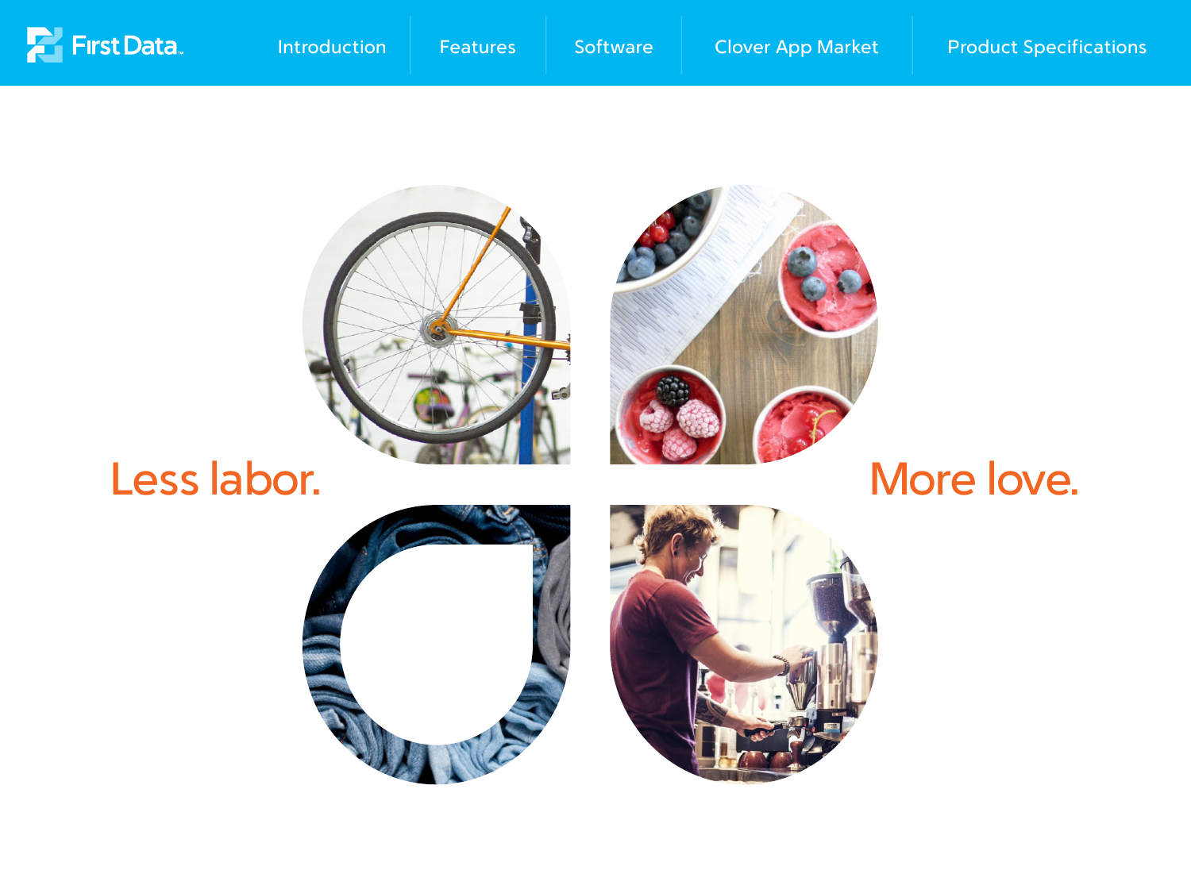First Data

Introduction | Features | Software | Clover App Market | Product Specifications

# Less labor. More love.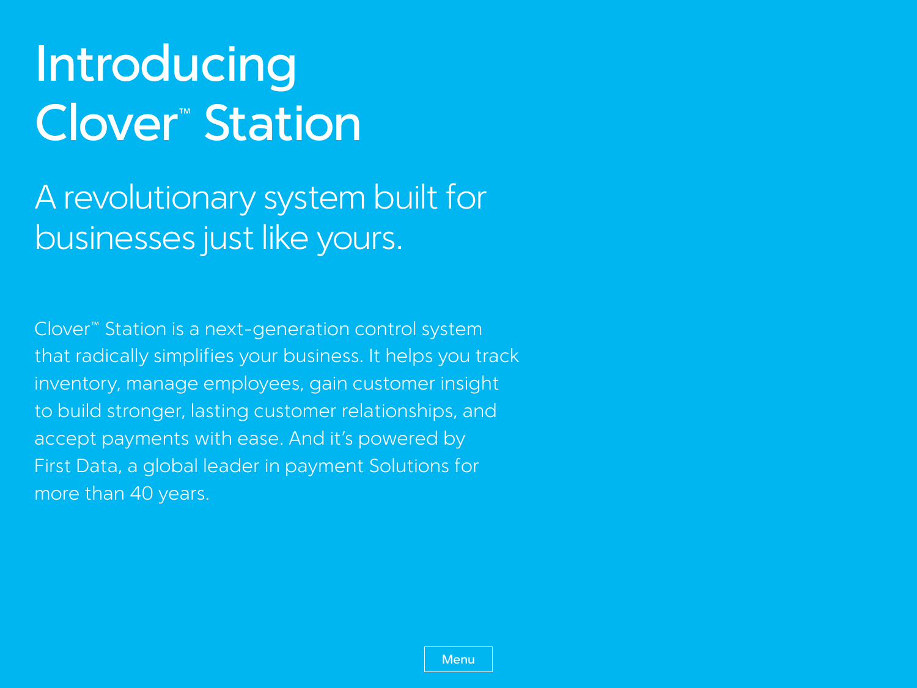# Introducing Clover™ Station

## A revolutionary system built for businesses just like yours.

Clover™ Station is a next-generation control system that radically simplifies your business. It helps you track inventory, manage employees, gain customer insight to build stronger, lasting customer relationships, and accept payments with ease. And it's powered by First Data, a global leader in payment Solutions for more than 40 years.

Menu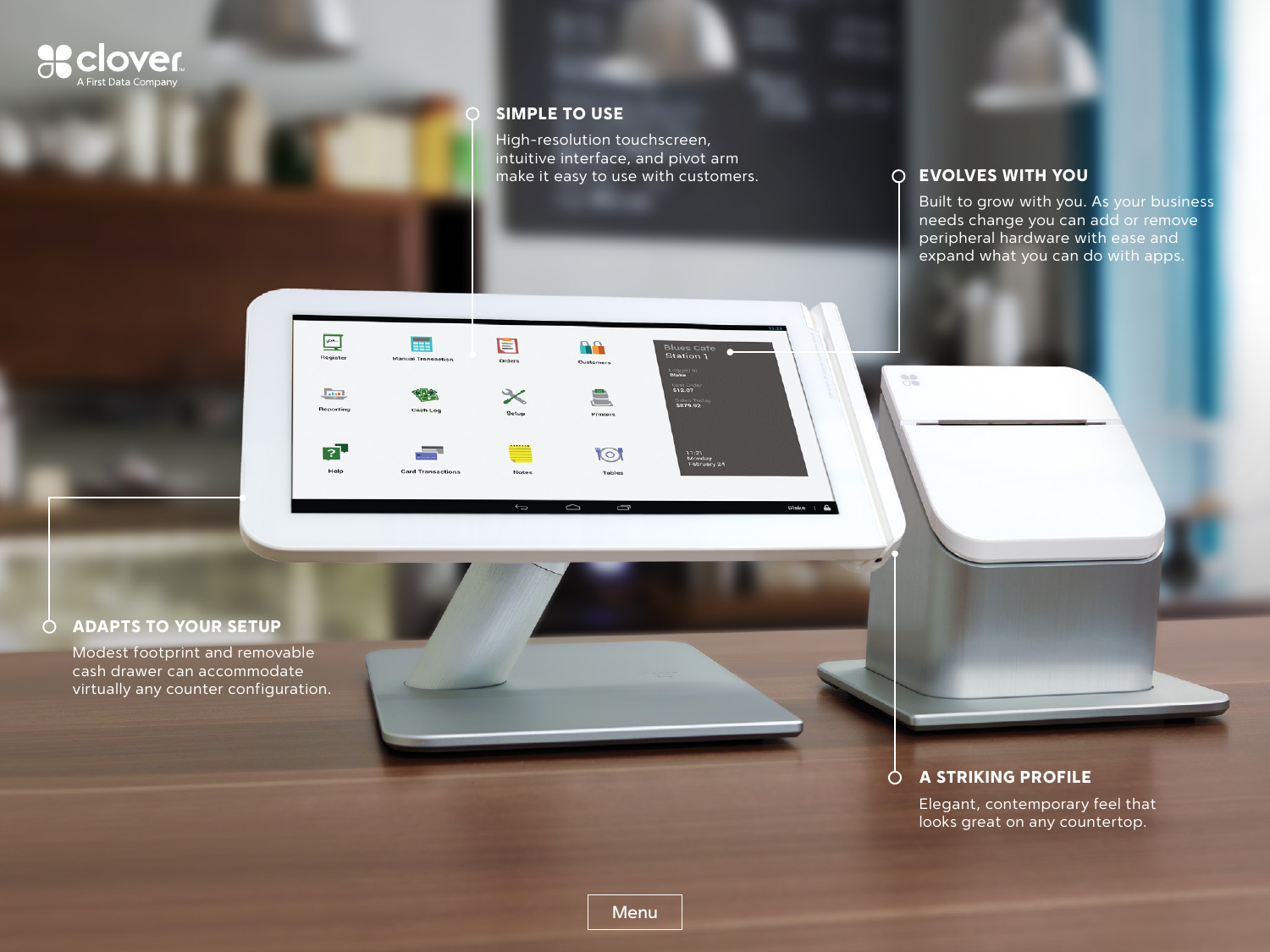clover
A First Data Company

## SIMPLE TO USE

High-resolution touchscreen, intuitive interface, and pivot arm make it easy to use with customers.

## EVOLVES WITH YOU

Built to grow with you. As your business needs change you can add or remove peripheral hardware with ease and expand what you can do with apps.

## ADAPTS TO YOUR SETUP

Modest footprint and removable cash drawer can accommodate virtually any counter configuration.

## A STRIKING PROFILE

Elegant, contemporary feel that looks great on any countertop.

Menu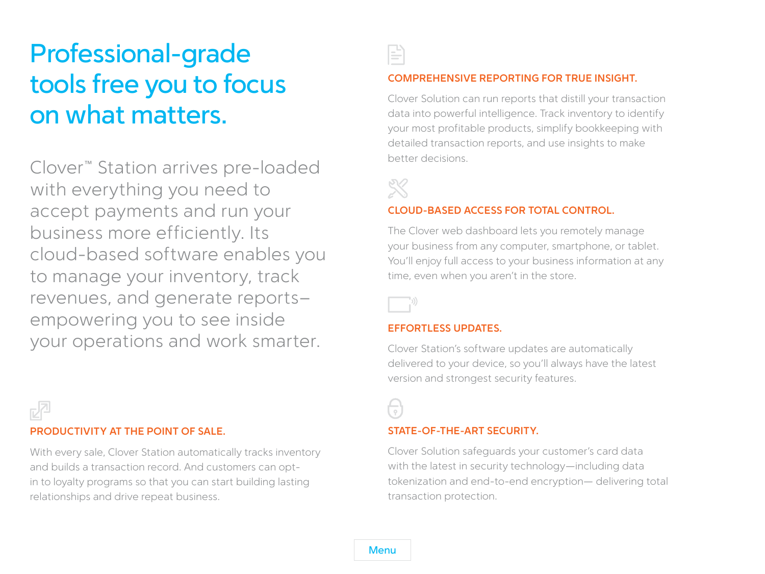# Professional-grade tools free you to focus on what matters.

Clover™ Station arrives pre-loaded with everything you need to accept payments and run your business more efficiently. Its cloud-based software enables you to manage your inventory, track revenues, and generate reports–empowering you to see inside your operations and work smarter.

### PRODUCTIVITY AT THE POINT OF SALE.

With every sale, Clover Station automatically tracks inventory and builds a transaction record. And customers can opt-in to loyalty programs so that you can start building lasting relationships and drive repeat business.

### COMPREHENSIVE REPORTING FOR TRUE INSIGHT.

Clover Solution can run reports that distill your transaction data into powerful intelligence. Track inventory to identify your most profitable products, simplify bookkeeping with detailed transaction reports, and use insights to make better decisions.

### CLOUD-BASED ACCESS FOR TOTAL CONTROL.

The Clover web dashboard lets you remotely manage your business from any computer, smartphone, or tablet. You'll enjoy full access to your business information at any time, even when you aren't in the store.

### EFFORTLESS UPDATES.

Clover Station's software updates are automatically delivered to your device, so you'll always have the latest version and strongest security features.

### STATE-OF-THE-ART SECURITY.

Clover Solution safeguards your customer's card data with the latest in security technology—including data tokenization and end-to-end encryption— delivering total transaction protection.

Menu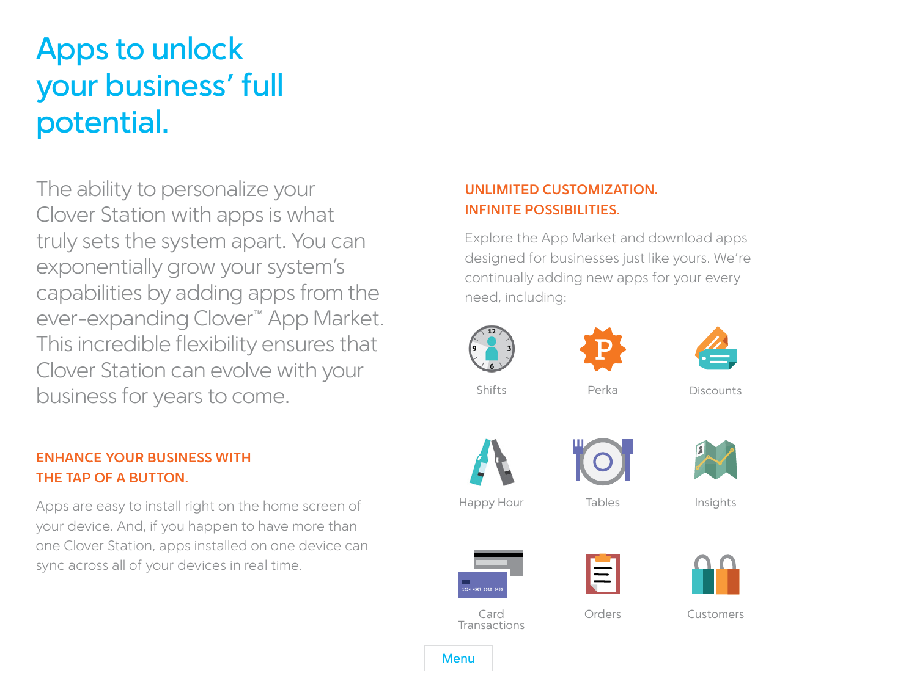# Apps to unlock your business' full potential.

The ability to personalize your Clover Station with apps is what truly sets the system apart. You can exponentially grow your system's capabilities by adding apps from the ever-expanding Clover™ App Market. This incredible flexibility ensures that Clover Station can evolve with your business for years to come.

## ENHANCE YOUR BUSINESS WITH THE TAP OF A BUTTON.

Apps are easy to install right on the home screen of your device. And, if you happen to have more than one Clover Station, apps installed on one device can sync across all of your devices in real time.

## UNLIMITED CUSTOMIZATION. INFINITE POSSIBILITIES.

Explore the App Market and download apps designed for businesses just like yours. We're continually adding new apps for your every need, including:

- Shifts
- Perka
- Discounts
- Happy Hour
- Tables
- Insights
- Card Transactions
- Orders
- Customers

Menu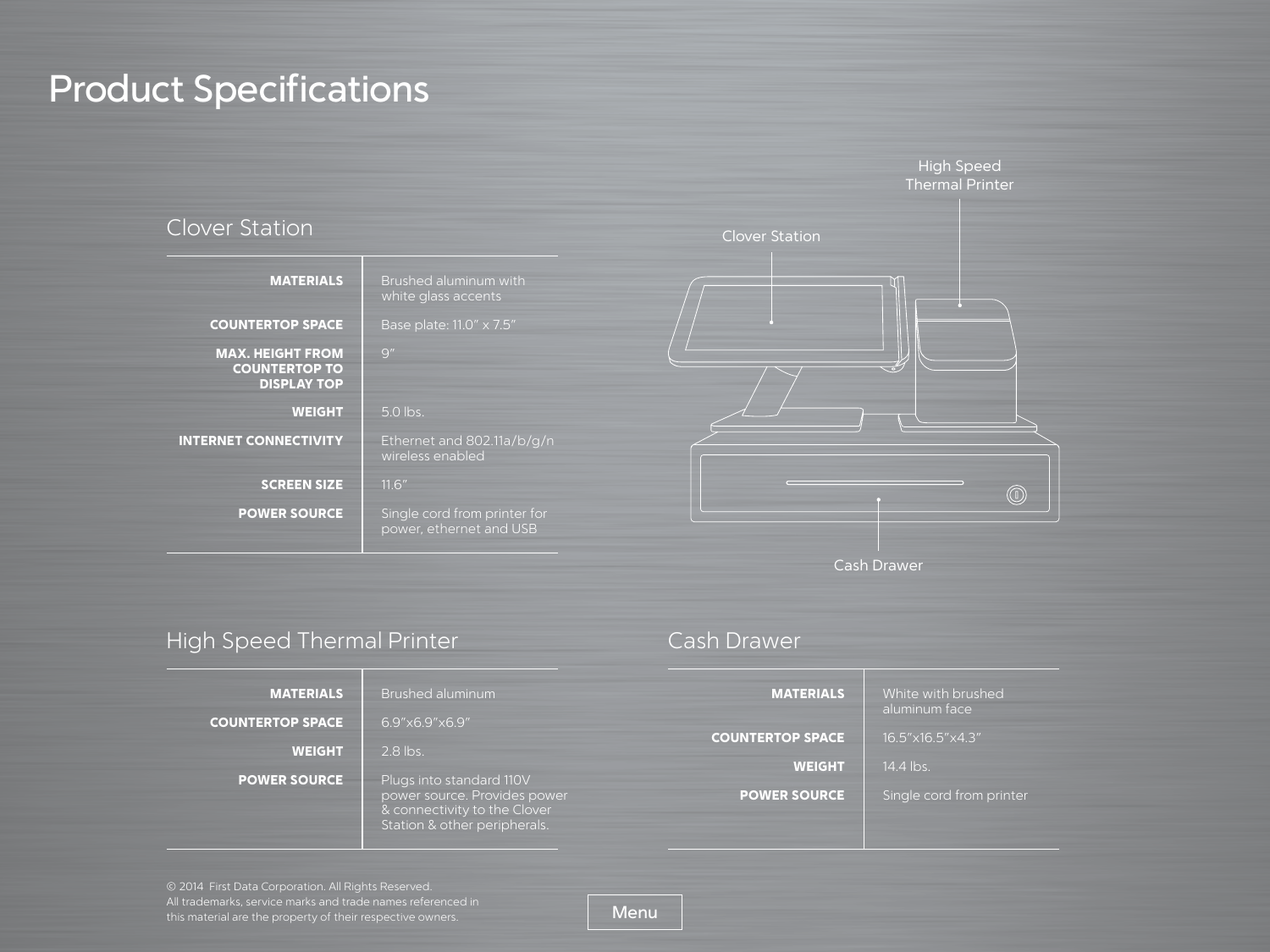# Product Specifications

## Clover Station

| | |
|---|---|
| **MATERIALS** | Brushed aluminum with white glass accents |
| **COUNTERTOP SPACE** | Base plate: 11.0” x 7.5” |
| **MAX. HEIGHT FROM COUNTERTOP TO DISPLAY TOP** | 9” |
| **WEIGHT** | 5.0 lbs. |
| **INTERNET CONNECTIVITY** | Ethernet and 802.11a/b/g/n wireless enabled |
| **SCREEN SIZE** | 11.6” |
| **POWER SOURCE** | Single cord from printer for power, ethernet and USB |

High Speed Thermal Printer

Clover Station

Cash Drawer

## High Speed Thermal Printer

| | |
|---|---|
| **MATERIALS** | Brushed aluminum |
| **COUNTERTOP SPACE** | 6.9”x6.9”x6.9” |
| **WEIGHT** | 2.8 lbs. |
| **POWER SOURCE** | Plugs into standard 110V power source. Provides power & connectivity to the Clover Station & other peripherals. |

## Cash Drawer

| | |
|---|---|
| **MATERIALS** | White with brushed aluminum face |
| **COUNTERTOP SPACE** | 16.5”x16.5”x4.3” |
| **WEIGHT** | 14.4 lbs. |
| **POWER SOURCE** | Single cord from printer |

© 2014 First Data Corporation. All Rights Reserved.
All trademarks, service marks and trade names referenced in this material are the property of their respective owners.

Menu